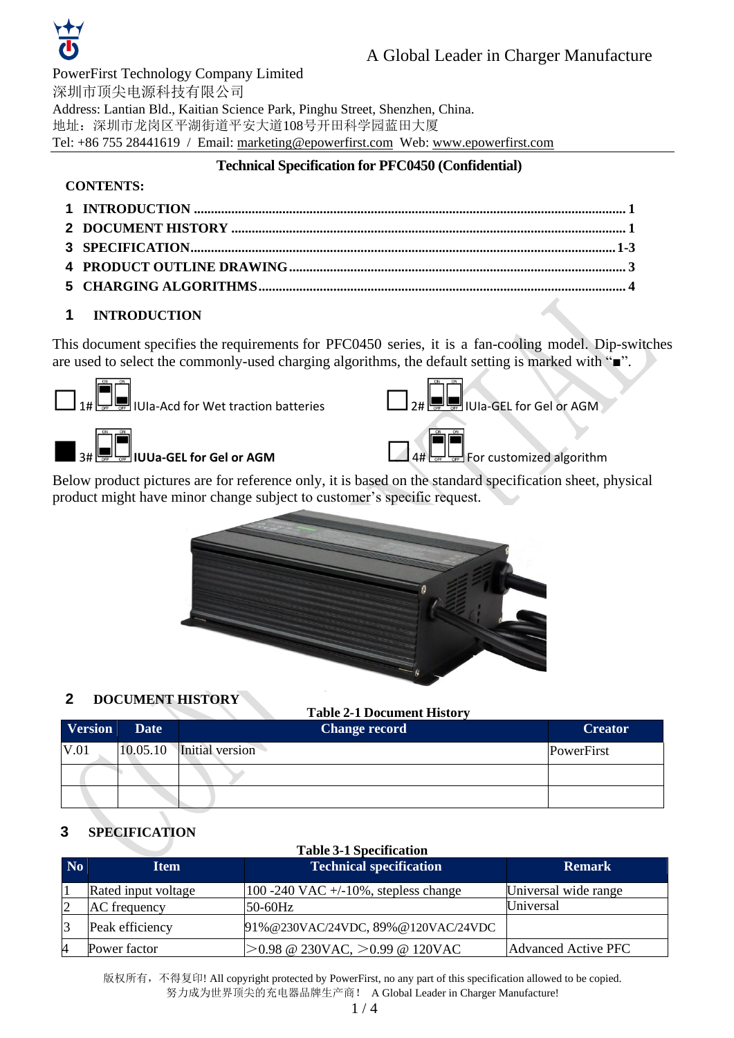A Global Leader in Charger Manufacture

PowerFirst Technology Company Limited
深圳市顶尖电源科技有限公司
Address: Lantian Bld., Kaitian Science Park, Pinghu Street, Shenzhen, China.
地址：深圳市龙岗区平湖街道平安大道108号开田科学园蓝田大厦
Tel: +86 755 28441619 / Email: marketing@epowerfirst.com Web: www.epowerfirst.com

**Technical Specification for PFC0450 (Confidential)**

**CONTENTS:**

1 INTRODUCTION ........ 1
2 DOCUMENT HISTORY ........ 1
3 SPECIFICATION ........ 1-3
4 PRODUCT OUTLINE DRAWING ........ 3
5 CHARGING ALGORITHMS ........ 4

## 1 INTRODUCTION

This document specifies the requirements for PFC0450 series, it is a fan-cooling model. Dip-switches are used to select the commonly-used charging algorithms, the default setting is marked with "■".

☐ 1# IUIa-Acd for Wet traction batteries

☐ 2# IUIa-GEL for Gel or AGM

■ 3# **IUUa-GEL for Gel or AGM**

☐ 4# For customized algorithm

Below product pictures are for reference only, it is based on the standard specification sheet, physical product might have minor change subject to customer's specific request.

## 2 DOCUMENT HISTORY

**Table 2-1 Document History**

| Version | Date | Change record | Creator |
|---|---|---|---|
| V.01 | 10.05.10 | Initial version | PowerFirst |
| | | | |
| | | | |

## 3 SPECIFICATION

**Table 3-1 Specification**

| No | Item | Technical specification | Remark |
|---|---|---|---|
| 1 | Rated input voltage | 100 -240 VAC +/-10%, stepless change | Universal wide range |
| 2 | AC frequency | 50-60Hz | Universal |
| 3 | Peak efficiency | 91%@230VAC/24VDC, 89%@120VAC/24VDC | |
| 4 | Power factor | ＞0.98 @ 230VAC, ＞0.99 @ 120VAC | Advanced Active PFC |

版权所有，不得复印! All copyright protected by PowerFirst, no any part of this specification allowed to be copied.
努力成为世界顶尖的充电器品牌生产商！ A Global Leader in Charger Manufacture!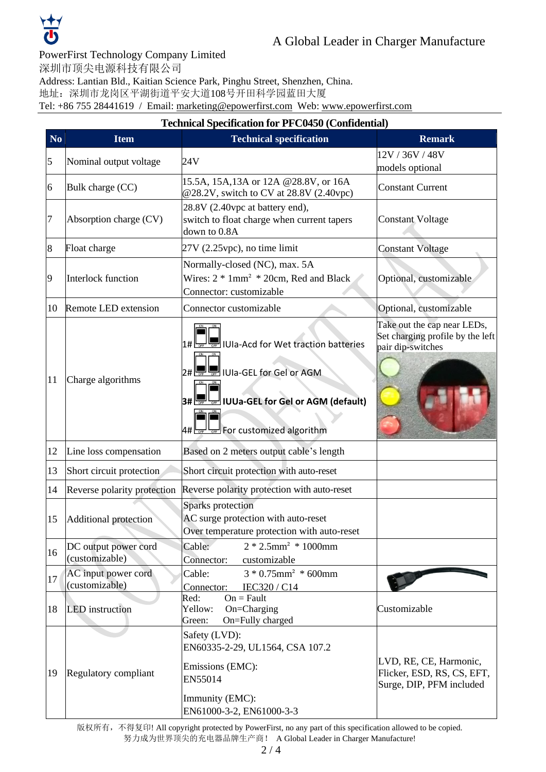A Global Leader in Charger Manufacture

PowerFirst Technology Company Limited
深圳市顶尖电源科技有限公司
Address: Lantian Bld., Kaitian Science Park, Pinghu Street, Shenzhen, China.
地址：深圳市龙岗区平湖街道平安大道108号开田科学园蓝田大厦
Tel: +86 755 28441619 / Email: marketing@epowerfirst.com Web: www.epowerfirst.com

**Technical Specification for PFC0450 (Confidential)**

| No | Item | Technical specification | Remark |
|---|---|---|---|
| 5 | Nominal output voltage | 24V | 12V / 36V / 48V models optional |
| 6 | Bulk charge (CC) | 15.5A, 15A,13A or 12A @28.8V, or 16A @28.2V, switch to CV at 28.8V (2.40vpc) | Constant Current |
| 7 | Absorption charge (CV) | 28.8V (2.40vpc at battery end), switch to float charge when current tapers down to 0.8A | Constant Voltage |
| 8 | Float charge | 27V (2.25vpc), no time limit | Constant Voltage |
| 9 | Interlock function | Normally-closed (NC), max. 5A<br>Wires: 2 * 1mm² * 20cm, Red and Black<br>Connector: customizable | Optional, customizable |
| 10 | Remote LED extension | Connector customizable | Optional, customizable |
| 11 | Charge algorithms | 1# IUIa-Acd for Wet traction batteries<br>2# IUIa-GEL for Gel or AGM<br>**3# IUUa-GEL for Gel or AGM (default)**<br>4# For customized algorithm | Take out the cap near LEDs, Set charging profile by the left pair dip-switches |
| 12 | Line loss compensation | Based on 2 meters output cable's length | |
| 13 | Short circuit protection | Short circuit protection with auto-reset | |
| 14 | Reverse polarity protection | Reverse polarity protection with auto-reset | |
| 15 | Additional protection | Sparks protection<br>AC surge protection with auto-reset<br>Over temperature protection with auto-reset | |
| 16 | DC output power cord (customizable) | Cable: 2 * 2.5mm² * 1000mm<br>Connector: customizable | |
| 17 | AC input power cord (customizable) | Cable: 3 * 0.75mm² * 600mm<br>Connector: IEC320 / C14 | |
| 18 | LED instruction | Red: On = Fault<br>Yellow: On=Charging<br>Green: On=Fully charged | Customizable |
| 19 | Regulatory compliant | Safety (LVD):<br>EN60335-2-29, UL1564, CSA 107.2<br>Emissions (EMC):<br>EN55014<br>Immunity (EMC):<br>EN61000-3-2, EN61000-3-3 | LVD, RE, CE, Harmonic, Flicker, ESD, RS, CS, EFT, Surge, DIP, PFM included |

版权所有，不得复印! All copyright protected by PowerFirst, no any part of this specification allowed to be copied.
努力成为世界顶尖的充电器品牌生产商！ A Global Leader in Charger Manufacture!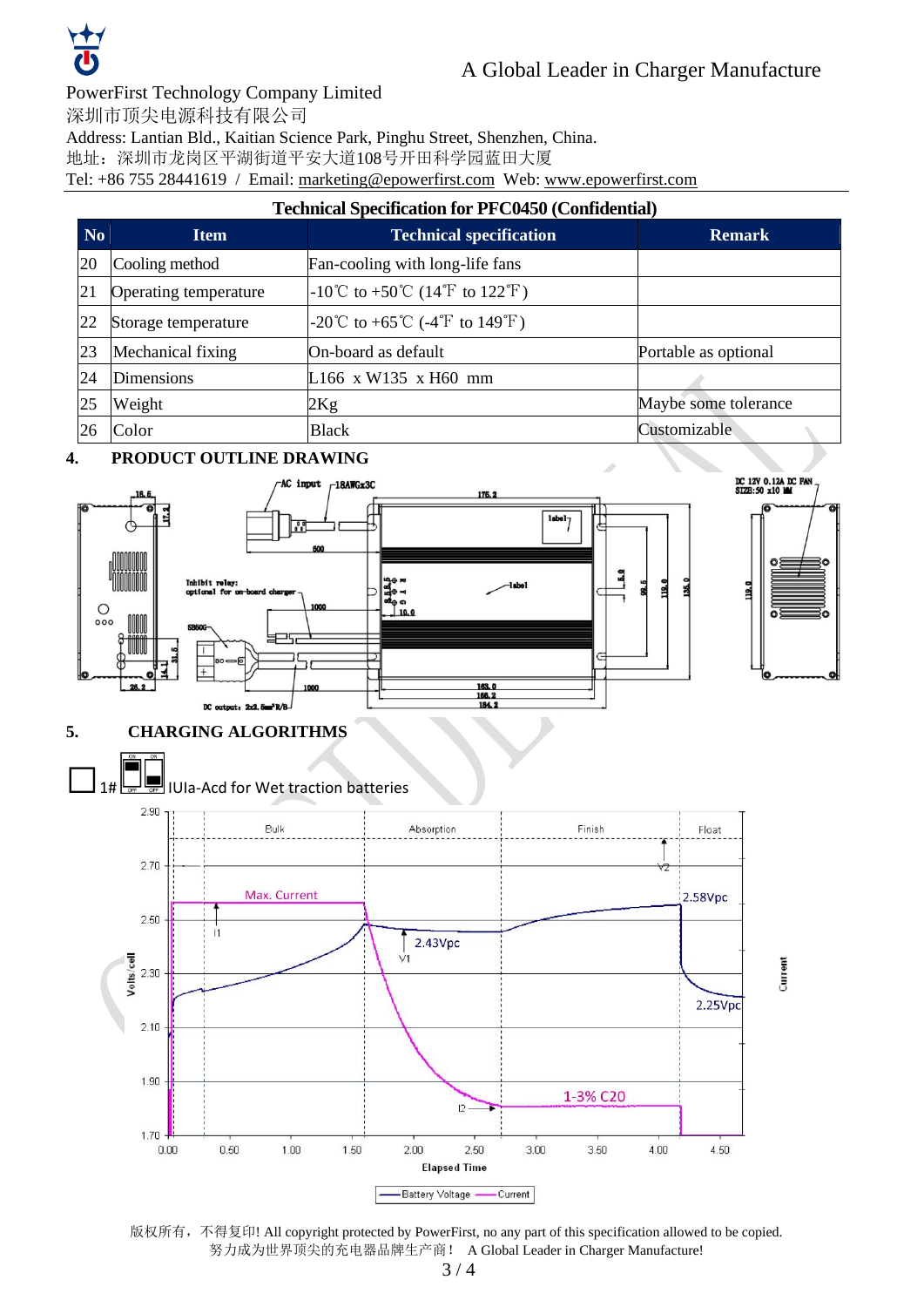PowerFirst Technology Company Limited

深圳市顶尖电源科技有限公司

Address: Lantian Bld., Kaitian Science Park, Pinghu Street, Shenzhen, China.

地址：深圳市龙岗区平湖街道平安大道108号开田科学园蓝田大厦

Tel: +86 755 28441619 / Email: marketing@epowerfirst.com Web: www.epowerfirst.com

**Technical Specification for PFC0450 (Confidential)**

| No | Item | Technical specification | Remark |
|---|---|---|---|
| 20 | Cooling method | Fan-cooling with long-life fans | |
| 21 | Operating temperature | -10℃ to +50℃ (14℉ to 122℉) | |
| 22 | Storage temperature | -20℃ to +65℃ (-4℉ to 149℉) | |
| 23 | Mechanical fixing | On-board as default | Portable as optional |
| 24 | Dimensions | L166 x W135 x H60 mm | |
| 25 | Weight | 2Kg | Maybe some tolerance |
| 26 | Color | Black | Customizable |

## 4. PRODUCT OUTLINE DRAWING

## 5. CHARGING ALGORITHMS

☐ 1# IUIa-Acd for Wet traction batteries

版权所有，不得复印! All copyright protected by PowerFirst, no any part of this specification allowed to be copied.

努力成为世界顶尖的充电器品牌生产商！ A Global Leader in Charger Manufacture!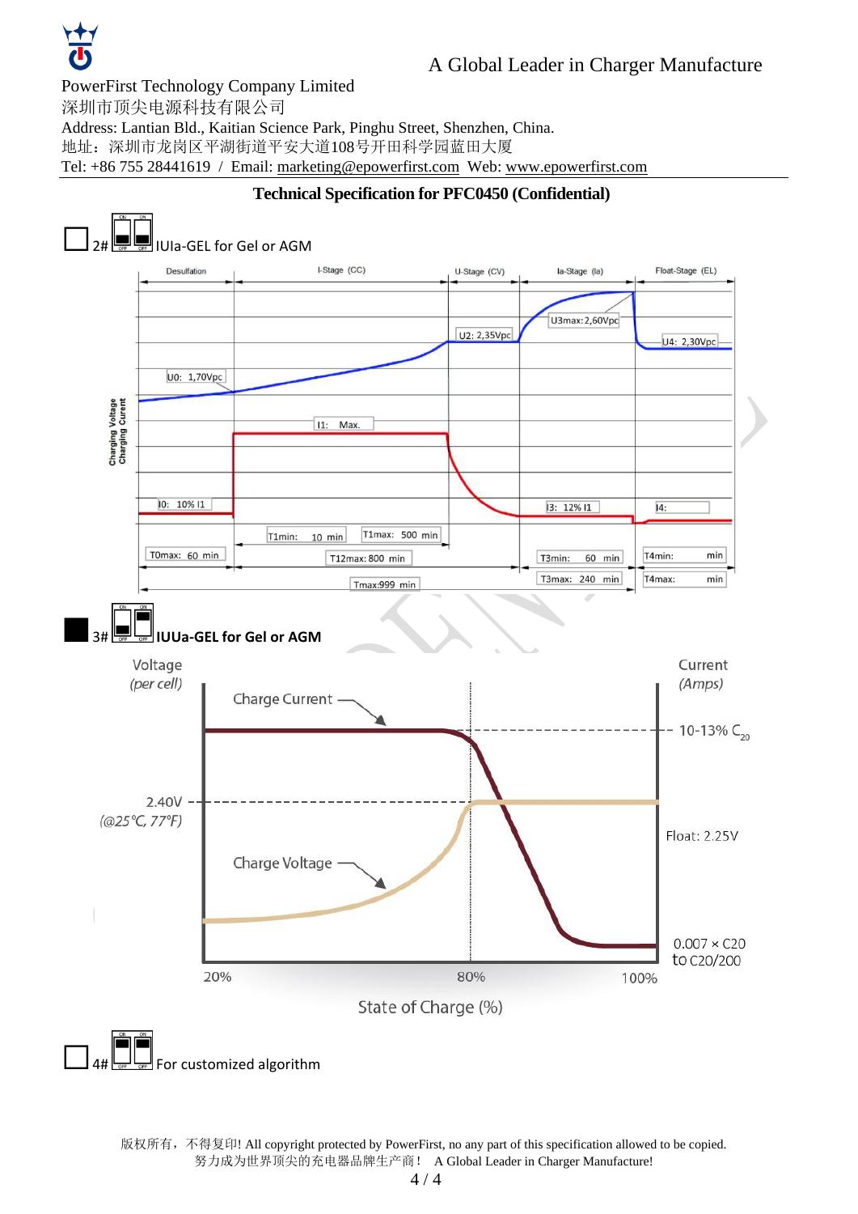A Global Leader in Charger Manufacture

PowerFirst Technology Company Limited
深圳市顶尖电源科技有限公司
Address: Lantian Bld., Kaitian Science Park, Pinghu Street, Shenzhen, China.
地址：深圳市龙岗区平湖街道平安大道108号开田科学园蓝田大厦
Tel: +86 755 28441619 / Email: marketing@epowerfirst.com Web: www.epowerfirst.com

**Technical Specification for PFC0450 (Confidential)**

☐ 2# IUIa-GEL for Gel or AGM

Desulfation
I-Stage (CC)
U-Stage (CV)
Ia-Stage (Ia)
Float-Stage (EL)

Charging Voltage
Charging Current

U0: 1,70Vpc
U2: 2,35Vpc
U3max: 2,60Vpc
U4: 2,30Vpc
I1: Max.
I0: 10% I1
I3: 12% I1
I4:
T1min: 10 min
T1max: 500 min
T0max: 60 min
T12max: 800 min
T3min: 60 min
T3max: 240 min
T4min: min
T4max: min
Tmax: 999 min

■ 3# **IUUa-GEL for Gel or AGM**

Voltage
*(per cell)*
Current
*(Amps)*
Charge Current
10-13% $C_{20}$
2.40V
*(@25℃, 77℉)*
Float: 2.25V
Charge Voltage
0.007 × C20 to C20/200
20%
80%
100%
State of Charge (%)

☐ 4# For customized algorithm

版权所有，不得复印! All copyright protected by PowerFirst, no any part of this specification allowed to be copied.
努力成为世界顶尖的充电器品牌生产商！ A Global Leader in Charger Manufacture!